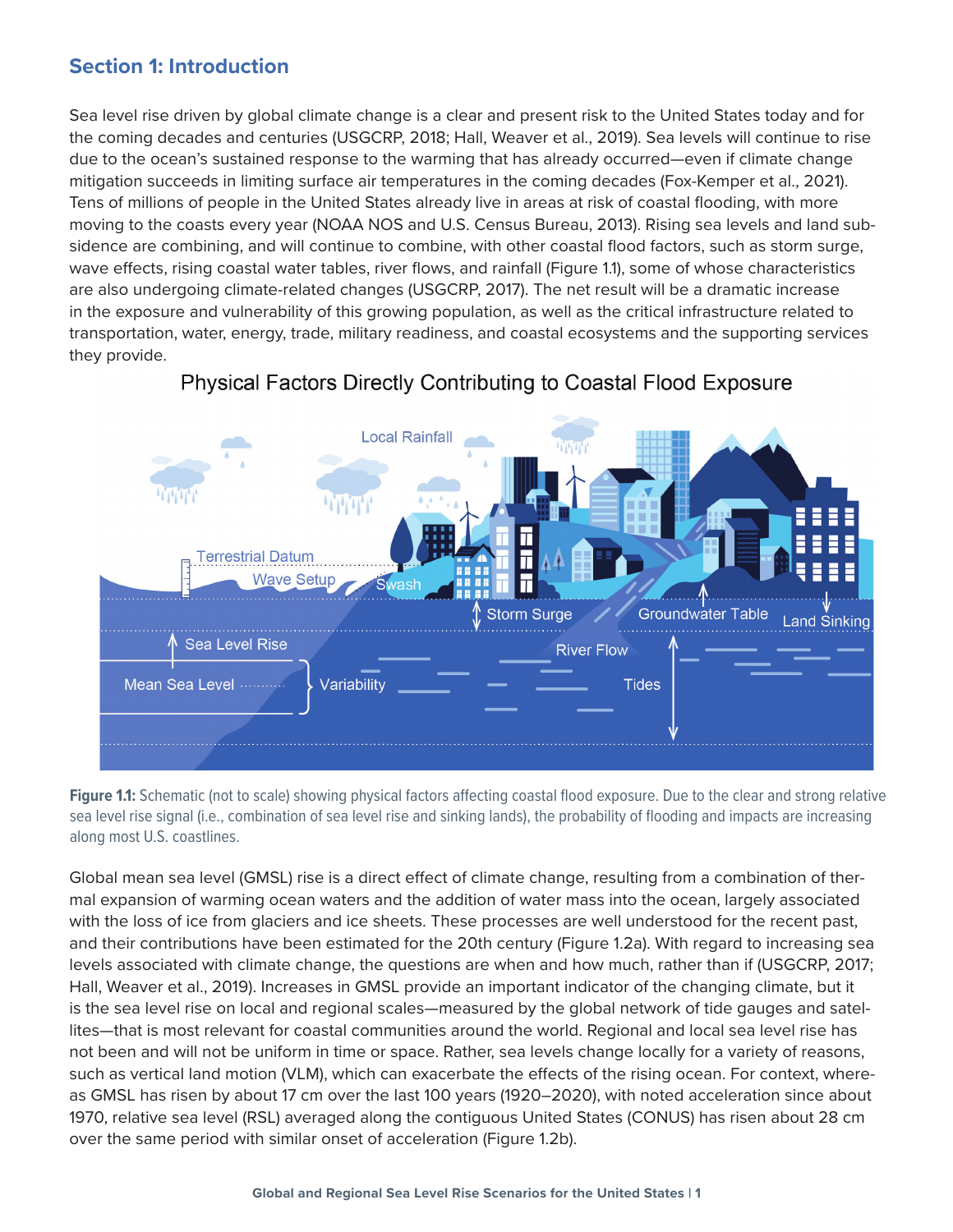## Section 1: Introduction

Sea level rise driven by global climate change is a clear and present risk to the United States today and for the coming decades and centuries (USGCRP, 2018; Hall, Weaver et al., 2019). Sea levels will continue to rise due to the ocean's sustained response to the warming that has already occurred—even if climate change mitigation succeeds in limiting surface air temperatures in the coming decades (Fox-Kemper et al., 2021). Tens of millions of people in the United States already live in areas at risk of coastal flooding, with more moving to the coasts every year (NOAA NOS and U.S. Census Bureau, 2013). Rising sea levels and land subsidence are combining, and will continue to combine, with other coastal flood factors, such as storm surge, wave effects, rising coastal water tables, river flows, and rainfall (Figure 1.1), some of whose characteristics are also undergoing climate-related changes (USGCRP, 2017). The net result will be a dramatic increase in the exposure and vulnerability of this growing population, as well as the critical infrastructure related to transportation, water, energy, trade, military readiness, and coastal ecosystems and the supporting services they provide.

**Figure 1.1:** Schematic (not to scale) showing physical factors affecting coastal flood exposure. Due to the clear and strong relative sea level rise signal (i.e., combination of sea level rise and sinking lands), the probability of flooding and impacts are increasing along most U.S. coastlines.

Global mean sea level (GMSL) rise is a direct effect of climate change, resulting from a combination of thermal expansion of warming ocean waters and the addition of water mass into the ocean, largely associated with the loss of ice from glaciers and ice sheets. These processes are well understood for the recent past, and their contributions have been estimated for the 20th century (Figure 1.2a). With regard to increasing sea levels associated with climate change, the questions are when and how much, rather than if (USGCRP, 2017; Hall, Weaver et al., 2019). Increases in GMSL provide an important indicator of the changing climate, but it is the sea level rise on local and regional scales—measured by the global network of tide gauges and satellites—that is most relevant for coastal communities around the world. Regional and local sea level rise has not been and will not be uniform in time or space. Rather, sea levels change locally for a variety of reasons, such as vertical land motion (VLM), which can exacerbate the effects of the rising ocean. For context, whereas GMSL has risen by about 17 cm over the last 100 years (1920–2020), with noted acceleration since about 1970, relative sea level (RSL) averaged along the contiguous United States (CONUS) has risen about 28 cm over the same period with similar onset of acceleration (Figure 1.2b).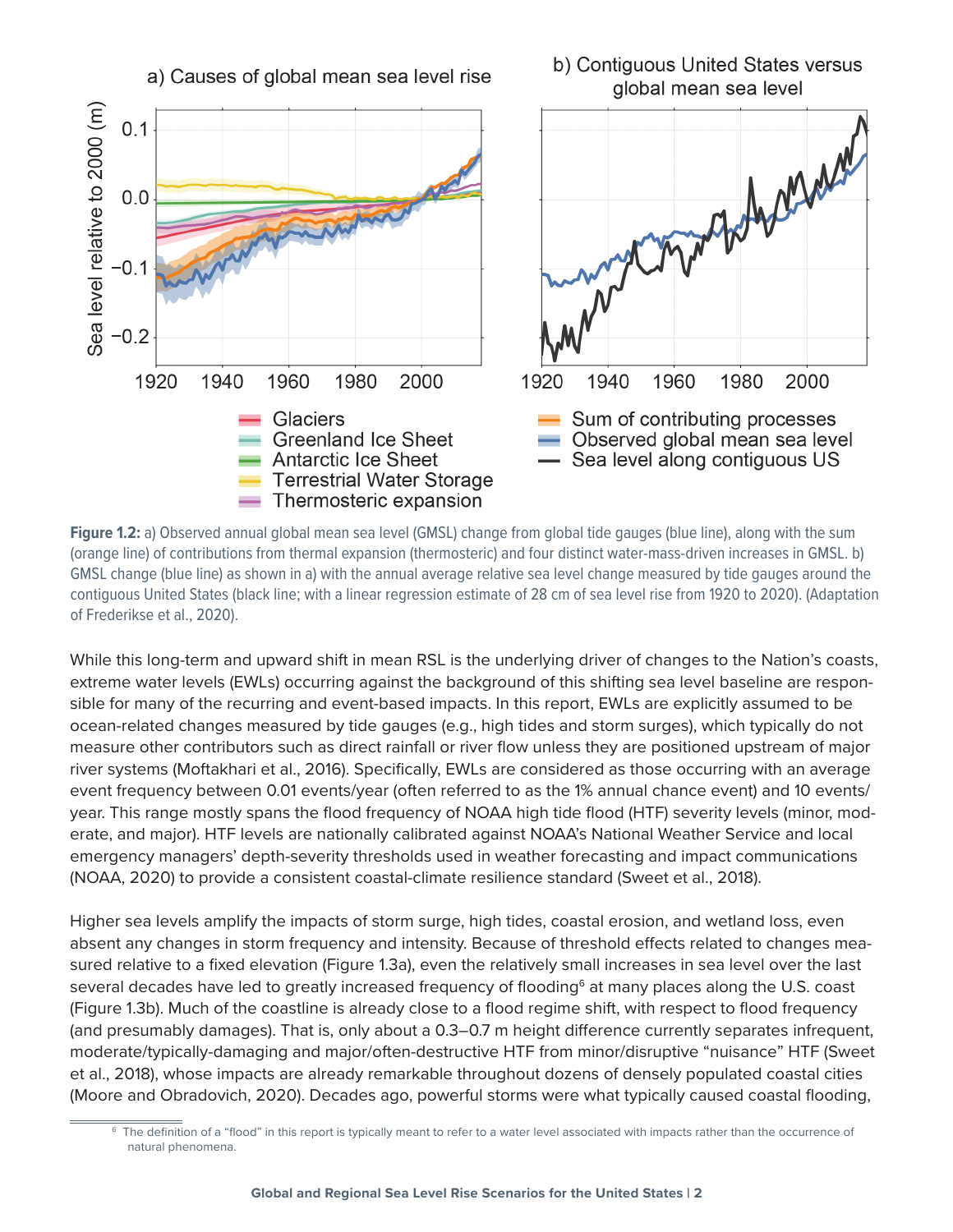**Figure 1.2:** a) Observed annual global mean sea level (GMSL) change from global tide gauges (blue line), along with the sum (orange line) of contributions from thermal expansion (thermosteric) and four distinct water-mass-driven increases in GMSL. b) GMSL change (blue line) as shown in a) with the annual average relative sea level change measured by tide gauges around the contiguous United States (black line; with a linear regression estimate of 28 cm of sea level rise from 1920 to 2020). (Adaptation of Frederikse et al., 2020).

While this long-term and upward shift in mean RSL is the underlying driver of changes to the Nation's coasts, extreme water levels (EWLs) occurring against the background of this shifting sea level baseline are responsible for many of the recurring and event-based impacts. In this report, EWLs are explicitly assumed to be ocean-related changes measured by tide gauges (e.g., high tides and storm surges), which typically do not measure other contributors such as direct rainfall or river flow unless they are positioned upstream of major river systems (Moftakhari et al., 2016). Specifically, EWLs are considered as those occurring with an average event frequency between 0.01 events/year (often referred to as the 1% annual chance event) and 10 events/year. This range mostly spans the flood frequency of NOAA high tide flood (HTF) severity levels (minor, moderate, and major). HTF levels are nationally calibrated against NOAA's National Weather Service and local emergency managers' depth-severity thresholds used in weather forecasting and impact communications (NOAA, 2020) to provide a consistent coastal-climate resilience standard (Sweet et al., 2018).

Higher sea levels amplify the impacts of storm surge, high tides, coastal erosion, and wetland loss, even absent any changes in storm frequency and intensity. Because of threshold effects related to changes measured relative to a fixed elevation (Figure 1.3a), even the relatively small increases in sea level over the last several decades have led to greatly increased frequency of flooding[6] at many places along the U.S. coast (Figure 1.3b). Much of the coastline is already close to a flood regime shift, with respect to flood frequency (and presumably damages). That is, only about a 0.3–0.7 m height difference currently separates infrequent, moderate/typically-damaging and major/often-destructive HTF from minor/disruptive "nuisance" HTF (Sweet et al., 2018), whose impacts are already remarkable throughout dozens of densely populated coastal cities (Moore and Obradovich, 2020). Decades ago, powerful storms were what typically caused coastal flooding,

[6] The definition of a "flood" in this report is typically meant to refer to a water level associated with impacts rather than the occurrence of natural phenomena.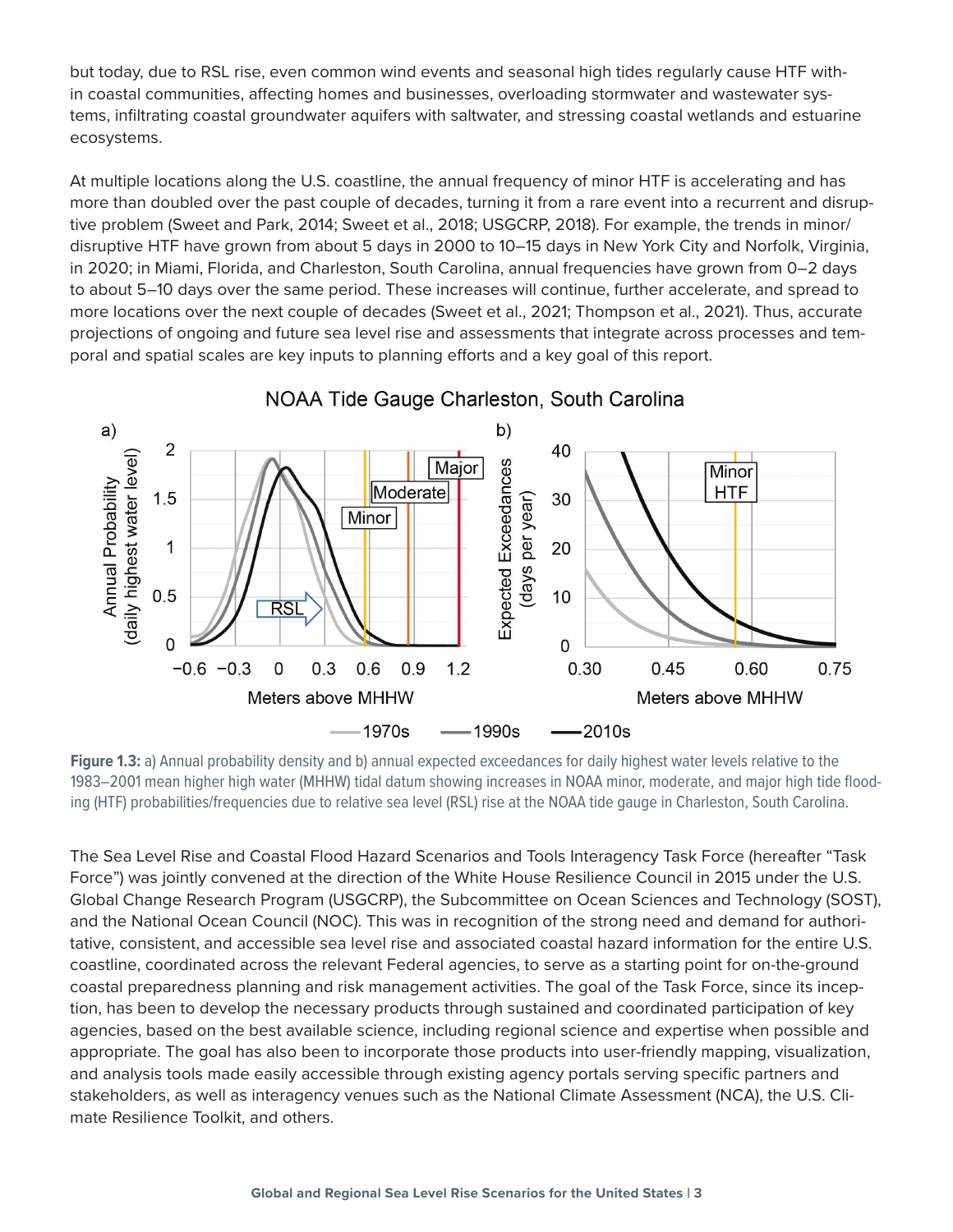but today, due to RSL rise, even common wind events and seasonal high tides regularly cause HTF within coastal communities, affecting homes and businesses, overloading stormwater and wastewater systems, infiltrating coastal groundwater aquifers with saltwater, and stressing coastal wetlands and estuarine ecosystems.

At multiple locations along the U.S. coastline, the annual frequency of minor HTF is accelerating and has more than doubled over the past couple of decades, turning it from a rare event into a recurrent and disruptive problem (Sweet and Park, 2014; Sweet et al., 2018; USGCRP, 2018). For example, the trends in minor/disruptive HTF have grown from about 5 days in 2000 to 10–15 days in New York City and Norfolk, Virginia, in 2020; in Miami, Florida, and Charleston, South Carolina, annual frequencies have grown from 0–2 days to about 5–10 days over the same period. These increases will continue, further accelerate, and spread to more locations over the next couple of decades (Sweet et al., 2021; Thompson et al., 2021). Thus, accurate projections of ongoing and future sea level rise and assessments that integrate across processes and temporal and spatial scales are key inputs to planning efforts and a key goal of this report.

**Figure 1.3:** a) Annual probability density and b) annual expected exceedances for daily highest water levels relative to the 1983–2001 mean higher high water (MHHW) tidal datum showing increases in NOAA minor, moderate, and major high tide flooding (HTF) probabilities/frequencies due to relative sea level (RSL) rise at the NOAA tide gauge in Charleston, South Carolina.

The Sea Level Rise and Coastal Flood Hazard Scenarios and Tools Interagency Task Force (hereafter "Task Force") was jointly convened at the direction of the White House Resilience Council in 2015 under the U.S. Global Change Research Program (USGCRP), the Subcommittee on Ocean Sciences and Technology (SOST), and the National Ocean Council (NOC). This was in recognition of the strong need and demand for authoritative, consistent, and accessible sea level rise and associated coastal hazard information for the entire U.S. coastline, coordinated across the relevant Federal agencies, to serve as a starting point for on-the-ground coastal preparedness planning and risk management activities. The goal of the Task Force, since its inception, has been to develop the necessary products through sustained and coordinated participation of key agencies, based on the best available science, including regional science and expertise when possible and appropriate. The goal has also been to incorporate those products into user-friendly mapping, visualization, and analysis tools made easily accessible through existing agency portals serving specific partners and stakeholders, as well as interagency venues such as the National Climate Assessment (NCA), the U.S. Climate Resilience Toolkit, and others.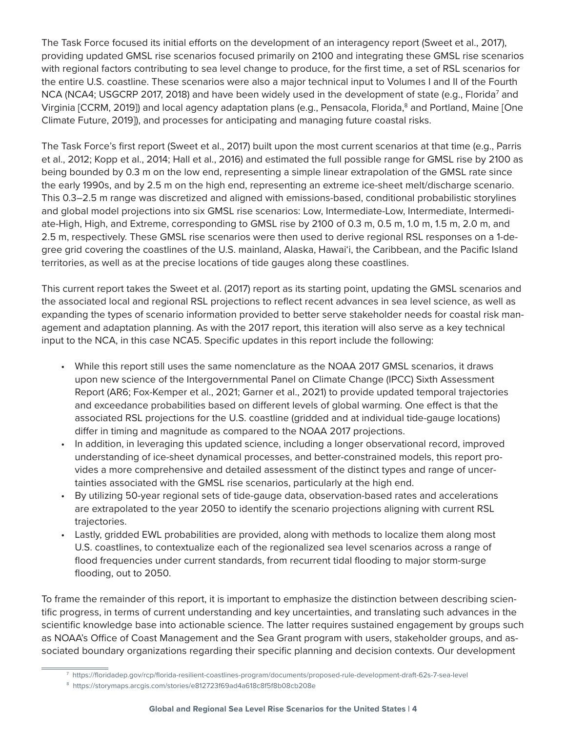The Task Force focused its initial efforts on the development of an interagency report (Sweet et al., 2017), providing updated GMSL rise scenarios focused primarily on 2100 and integrating these GMSL rise scenarios with regional factors contributing to sea level change to produce, for the first time, a set of RSL scenarios for the entire U.S. coastline. These scenarios were also a major technical input to Volumes I and II of the Fourth NCA (NCA4; USGCRP 2017, 2018) and have been widely used in the development of state (e.g., Florida[7] and Virginia [CCRM, 2019]) and local agency adaptation plans (e.g., Pensacola, Florida,[8] and Portland, Maine [One Climate Future, 2019]), and processes for anticipating and managing future coastal risks.

The Task Force's first report (Sweet et al., 2017) built upon the most current scenarios at that time (e.g., Parris et al., 2012; Kopp et al., 2014; Hall et al., 2016) and estimated the full possible range for GMSL rise by 2100 as being bounded by 0.3 m on the low end, representing a simple linear extrapolation of the GMSL rate since the early 1990s, and by 2.5 m on the high end, representing an extreme ice-sheet melt/discharge scenario. This 0.3–2.5 m range was discretized and aligned with emissions-based, conditional probabilistic storylines and global model projections into six GMSL rise scenarios: Low, Intermediate-Low, Intermediate, Intermediate-High, High, and Extreme, corresponding to GMSL rise by 2100 of 0.3 m, 0.5 m, 1.0 m, 1.5 m, 2.0 m, and 2.5 m, respectively. These GMSL rise scenarios were then used to derive regional RSL responses on a 1-degree grid covering the coastlines of the U.S. mainland, Alaska, Hawai'i, the Caribbean, and the Pacific Island territories, as well as at the precise locations of tide gauges along these coastlines.

This current report takes the Sweet et al. (2017) report as its starting point, updating the GMSL scenarios and the associated local and regional RSL projections to reflect recent advances in sea level science, as well as expanding the types of scenario information provided to better serve stakeholder needs for coastal risk management and adaptation planning. As with the 2017 report, this iteration will also serve as a key technical input to the NCA, in this case NCA5. Specific updates in this report include the following:

- While this report still uses the same nomenclature as the NOAA 2017 GMSL scenarios, it draws upon new science of the Intergovernmental Panel on Climate Change (IPCC) Sixth Assessment Report (AR6; Fox-Kemper et al., 2021; Garner et al., 2021) to provide updated temporal trajectories and exceedance probabilities based on different levels of global warming. One effect is that the associated RSL projections for the U.S. coastline (gridded and at individual tide-gauge locations) differ in timing and magnitude as compared to the NOAA 2017 projections.
- In addition, in leveraging this updated science, including a longer observational record, improved understanding of ice-sheet dynamical processes, and better-constrained models, this report provides a more comprehensive and detailed assessment of the distinct types and range of uncertainties associated with the GMSL rise scenarios, particularly at the high end.
- By utilizing 50-year regional sets of tide-gauge data, observation-based rates and accelerations are extrapolated to the year 2050 to identify the scenario projections aligning with current RSL trajectories.
- Lastly, gridded EWL probabilities are provided, along with methods to localize them along most U.S. coastlines, to contextualize each of the regionalized sea level scenarios across a range of flood frequencies under current standards, from recurrent tidal flooding to major storm-surge flooding, out to 2050.

To frame the remainder of this report, it is important to emphasize the distinction between describing scientific progress, in terms of current understanding and key uncertainties, and translating such advances in the scientific knowledge base into actionable science. The latter requires sustained engagement by groups such as NOAA's Office of Coast Management and the Sea Grant program with users, stakeholder groups, and associated boundary organizations regarding their specific planning and decision contexts. Our development

[7] https://floridadep.gov/rcp/florida-resilient-coastlines-program/documents/proposed-rule-development-draft-62s-7-sea-level

[8] https://storymaps.arcgis.com/stories/e812723f69ad4a618c8f5f8b08cb208e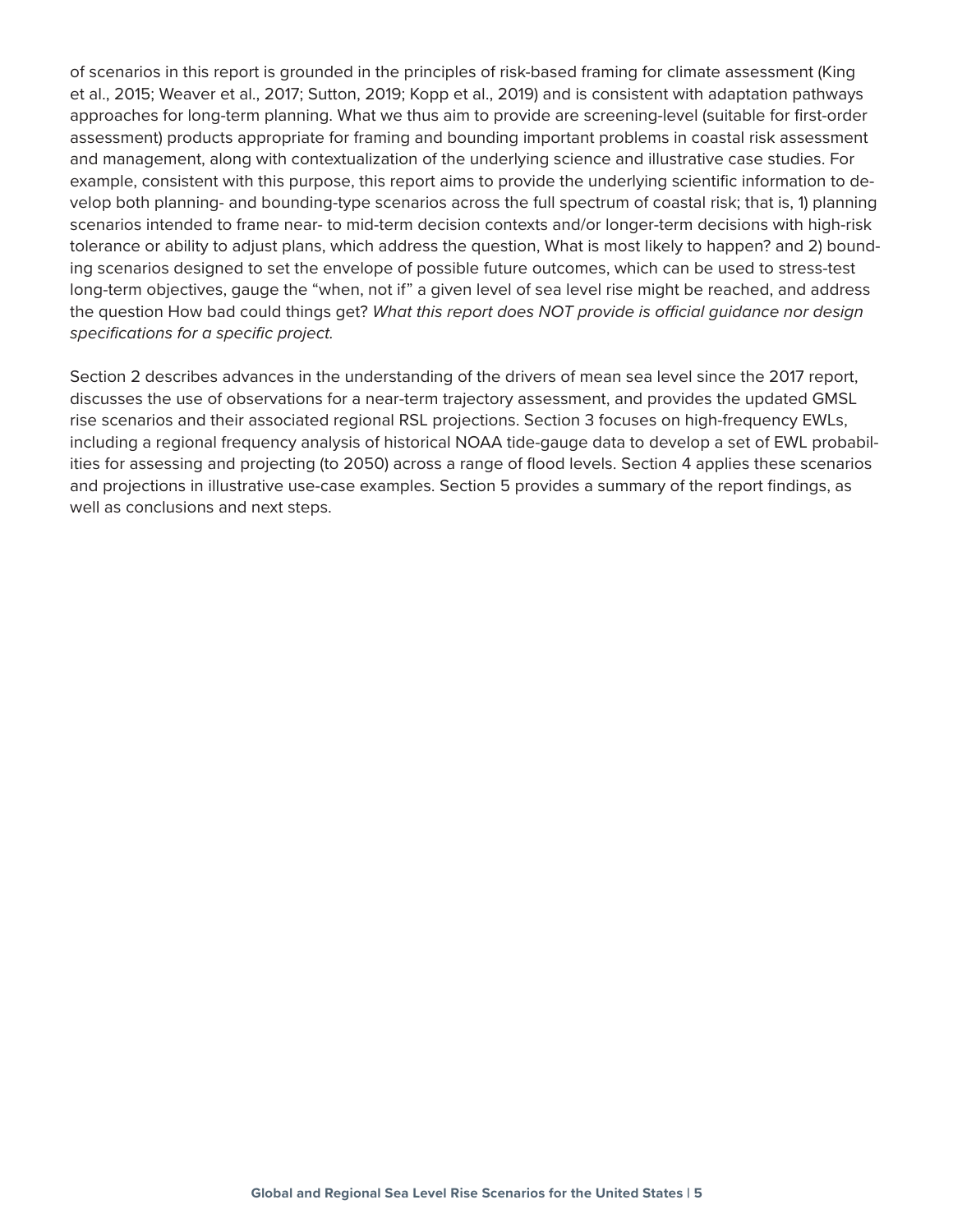of scenarios in this report is grounded in the principles of risk-based framing for climate assessment (King et al., 2015; Weaver et al., 2017; Sutton, 2019; Kopp et al., 2019) and is consistent with adaptation pathways approaches for long-term planning. What we thus aim to provide are screening-level (suitable for first-order assessment) products appropriate for framing and bounding important problems in coastal risk assessment and management, along with contextualization of the underlying science and illustrative case studies. For example, consistent with this purpose, this report aims to provide the underlying scientific information to develop both planning- and bounding-type scenarios across the full spectrum of coastal risk; that is, 1) planning scenarios intended to frame near- to mid-term decision contexts and/or longer-term decisions with high-risk tolerance or ability to adjust plans, which address the question, What is most likely to happen? and 2) bounding scenarios designed to set the envelope of possible future outcomes, which can be used to stress-test long-term objectives, gauge the "when, not if" a given level of sea level rise might be reached, and address the question How bad could things get? *What this report does NOT provide is official guidance nor design specifications for a specific project.*

Section 2 describes advances in the understanding of the drivers of mean sea level since the 2017 report, discusses the use of observations for a near-term trajectory assessment, and provides the updated GMSL rise scenarios and their associated regional RSL projections. Section 3 focuses on high-frequency EWLs, including a regional frequency analysis of historical NOAA tide-gauge data to develop a set of EWL probabilities for assessing and projecting (to 2050) across a range of flood levels. Section 4 applies these scenarios and projections in illustrative use-case examples. Section 5 provides a summary of the report findings, as well as conclusions and next steps.